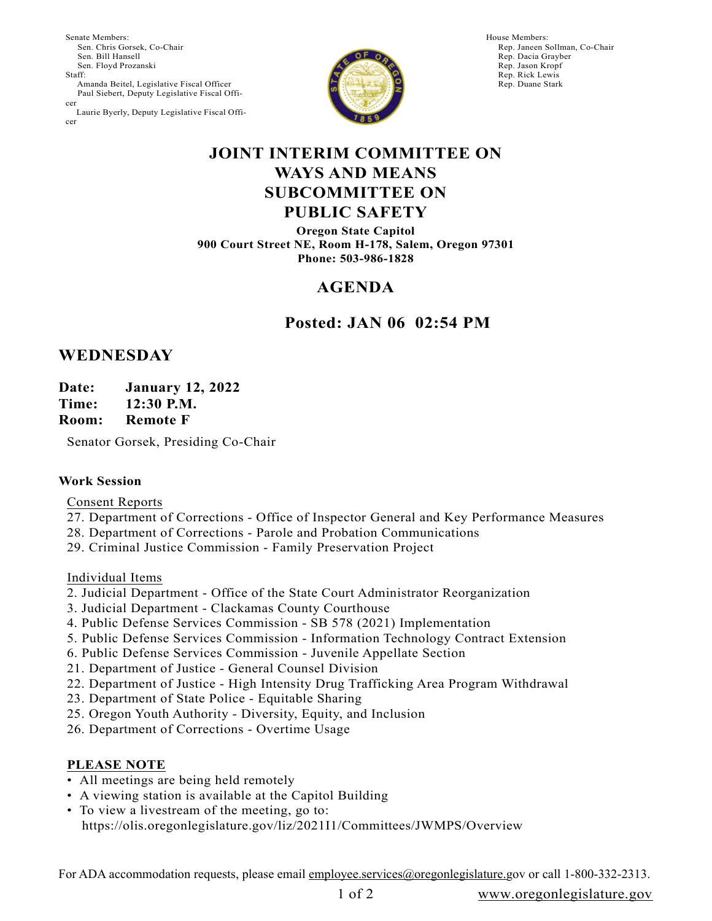Senate Members:
- Sen. Chris Gorsek, Co-Chair
- Sen. Bill Hansell
- Sen. Floyd Prozanski

Staff:
- Amanda Beitel, Legislative Fiscal Officer
- Paul Siebert, Deputy Legislative Fiscal Officer
- Laurie Byerly, Deputy Legislative Fiscal Officer

House Members:
- Rep. Janeen Sollman, Co-Chair
- Rep. Dacia Grayber
- Rep. Jason Kropf
- Rep. Rick Lewis
- Rep. Duane Stark

# JOINT INTERIM COMMITTEE ON WAYS AND MEANS SUBCOMMITTEE ON PUBLIC SAFETY

**Oregon State Capitol**
**900 Court Street NE, Room H-178, Salem, Oregon 97301**
**Phone: 503-986-1828**

## AGENDA

## Posted: JAN 06 02:54 PM

## WEDNESDAY

**Date:** **January 12, 2022**
**Time:** **12:30 P.M.**
**Room:** **Remote F**

Senator Gorsek, Presiding Co-Chair

**Work Session**

Consent Reports

27. Department of Corrections - Office of Inspector General and Key Performance Measures
28. Department of Corrections - Parole and Probation Communications
29. Criminal Justice Commission - Family Preservation Project

Individual Items

2. Judicial Department - Office of the State Court Administrator Reorganization
3. Judicial Department - Clackamas County Courthouse
4. Public Defense Services Commission - SB 578 (2021) Implementation
5. Public Defense Services Commission - Information Technology Contract Extension
6. Public Defense Services Commission - Juvenile Appellate Section
21. Department of Justice - General Counsel Division
22. Department of Justice - High Intensity Drug Trafficking Area Program Withdrawal
23. Department of State Police - Equitable Sharing
25. Oregon Youth Authority - Diversity, Equity, and Inclusion
26. Department of Corrections - Overtime Usage

**PLEASE NOTE**

- All meetings are being held remotely
- A viewing station is available at the Capitol Building
- To view a livestream of the meeting, go to: https://olis.oregonlegislature.gov/liz/2021I1/Committees/JWMPS/Overview

For ADA accommodation requests, please email employee.services@oregonlegislature.gov or call 1-800-332-2313.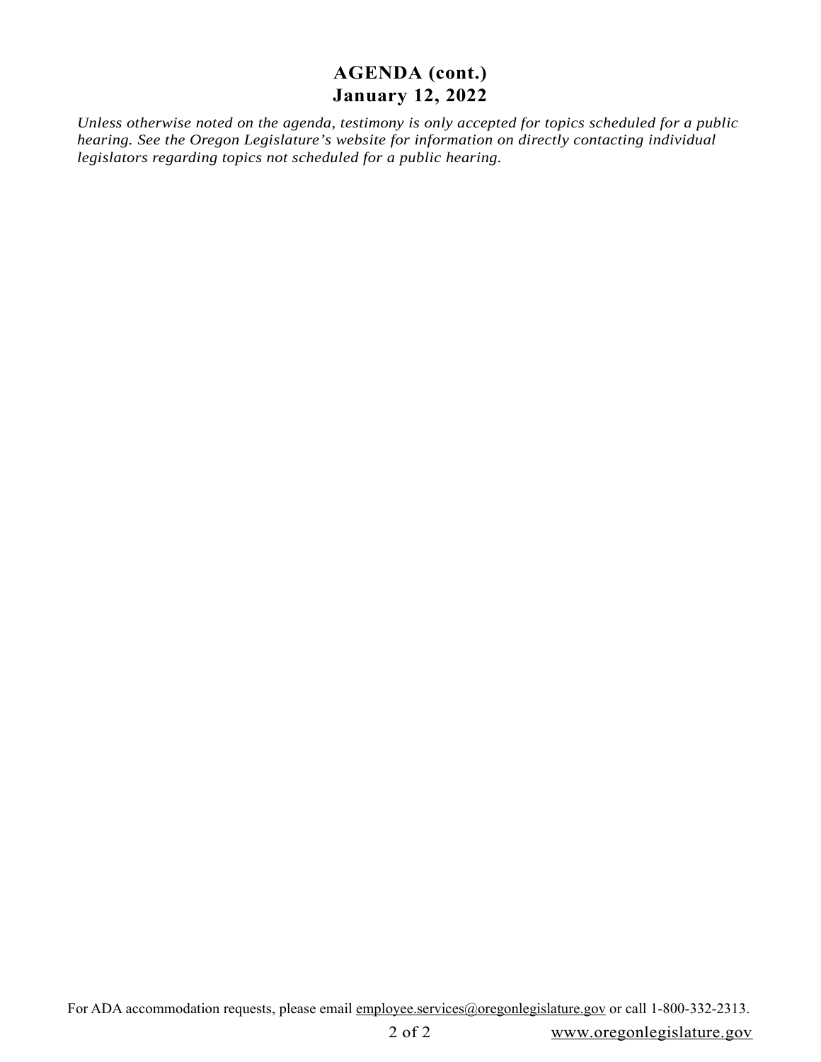# AGENDA (cont.)
# January 12, 2022

*Unless otherwise noted on the agenda, testimony is only accepted for topics scheduled for a public hearing. See the Oregon Legislature's website for information on directly contacting individual legislators regarding topics not scheduled for a public hearing.*

For ADA accommodation requests, please email employee.services@oregonlegislature.gov or call 1-800-332-2313.

www.oregonlegislature.gov